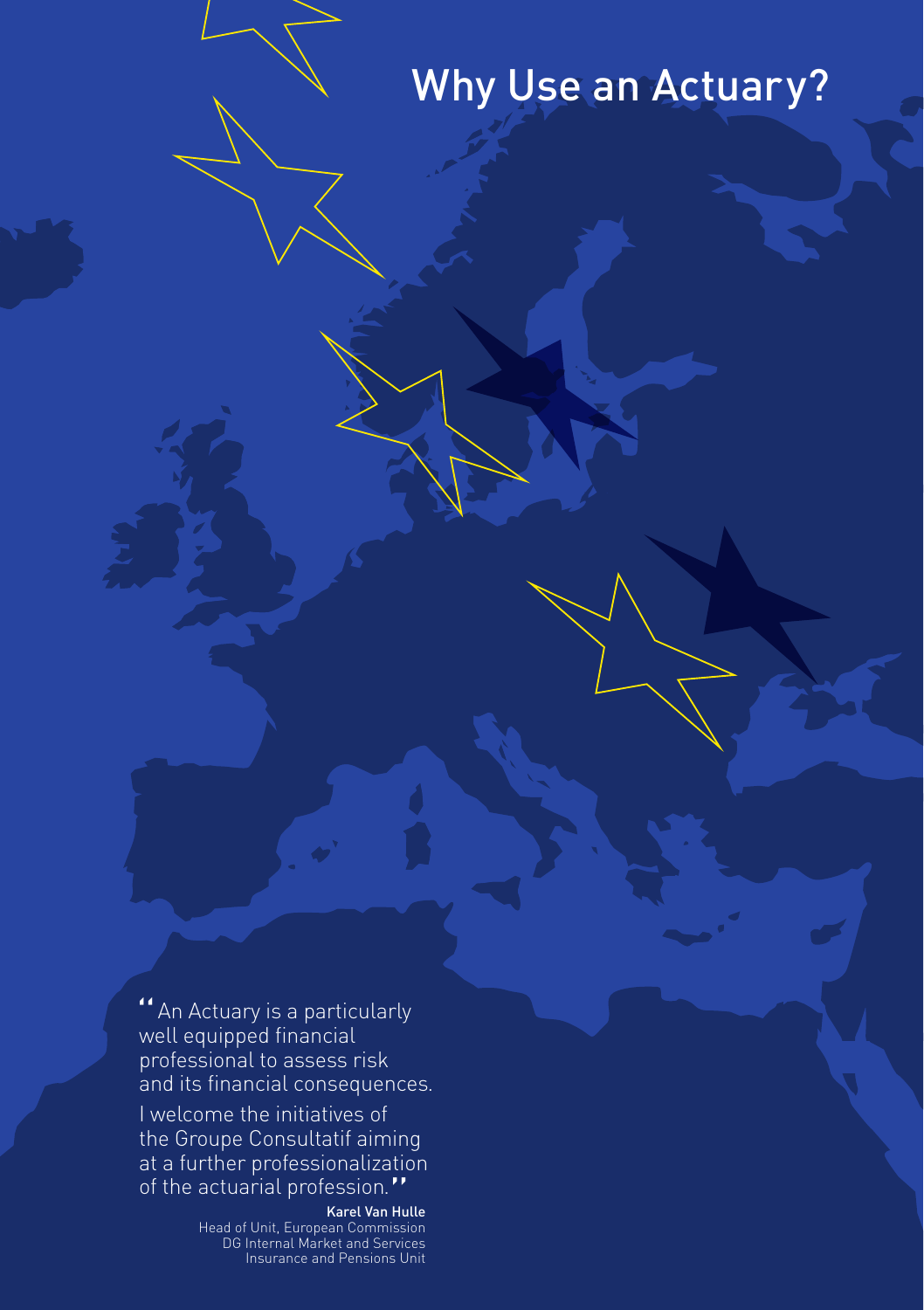# Why Use an Actuary?

"An Actuary is a particularly well equipped financial professional to assess risk and its financial consequences.

I welcome the initiatives of the Groupe Consultatif aiming at a further professionalization of the actuarial profession."

**Karel Van Hulle**
Head of Unit, European Commission
DG Internal Market and Services
Insurance and Pensions Unit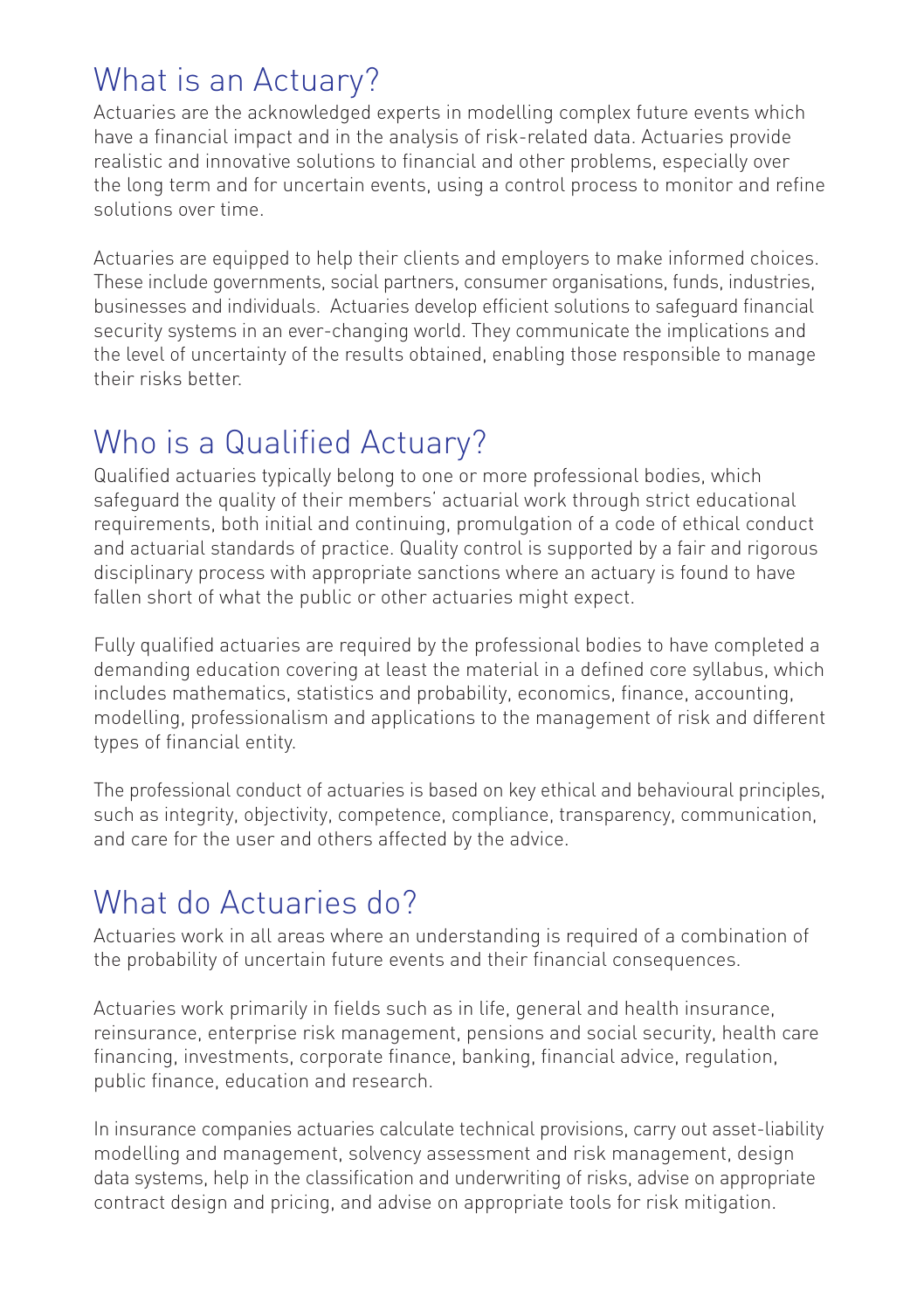## What is an Actuary?

Actuaries are the acknowledged experts in modelling complex future events which have a financial impact and in the analysis of risk-related data. Actuaries provide realistic and innovative solutions to financial and other problems, especially over the long term and for uncertain events, using a control process to monitor and refine solutions over time.

Actuaries are equipped to help their clients and employers to make informed choices. These include governments, social partners, consumer organisations, funds, industries, businesses and individuals. Actuaries develop efficient solutions to safeguard financial security systems in an ever-changing world. They communicate the implications and the level of uncertainty of the results obtained, enabling those responsible to manage their risks better.

## Who is a Qualified Actuary?

Qualified actuaries typically belong to one or more professional bodies, which safeguard the quality of their members' actuarial work through strict educational requirements, both initial and continuing, promulgation of a code of ethical conduct and actuarial standards of practice. Quality control is supported by a fair and rigorous disciplinary process with appropriate sanctions where an actuary is found to have fallen short of what the public or other actuaries might expect.

Fully qualified actuaries are required by the professional bodies to have completed a demanding education covering at least the material in a defined core syllabus, which includes mathematics, statistics and probability, economics, finance, accounting, modelling, professionalism and applications to the management of risk and different types of financial entity.

The professional conduct of actuaries is based on key ethical and behavioural principles, such as integrity, objectivity, competence, compliance, transparency, communication, and care for the user and others affected by the advice.

## What do Actuaries do?

Actuaries work in all areas where an understanding is required of a combination of the probability of uncertain future events and their financial consequences.

Actuaries work primarily in fields such as in life, general and health insurance, reinsurance, enterprise risk management, pensions and social security, health care financing, investments, corporate finance, banking, financial advice, regulation, public finance, education and research.

In insurance companies actuaries calculate technical provisions, carry out asset-liability modelling and management, solvency assessment and risk management, design data systems, help in the classification and underwriting of risks, advise on appropriate contract design and pricing, and advise on appropriate tools for risk mitigation.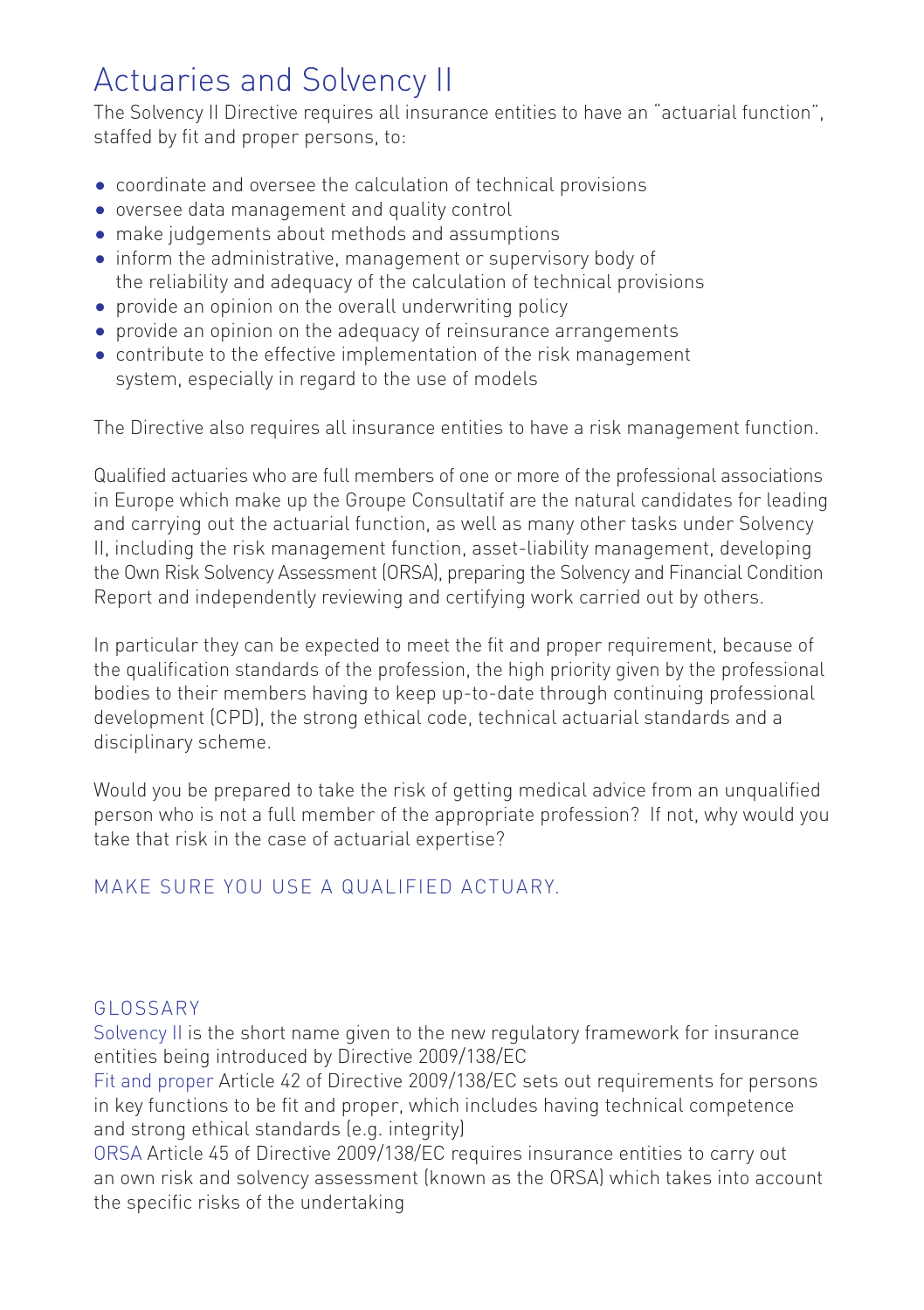# Actuaries and Solvency II

The Solvency II Directive requires all insurance entities to have an "actuarial function", staffed by fit and proper persons, to:

- coordinate and oversee the calculation of technical provisions
- oversee data management and quality control
- make judgements about methods and assumptions
- inform the administrative, management or supervisory body of the reliability and adequacy of the calculation of technical provisions
- provide an opinion on the overall underwriting policy
- provide an opinion on the adequacy of reinsurance arrangements
- contribute to the effective implementation of the risk management system, especially in regard to the use of models

The Directive also requires all insurance entities to have a risk management function.

Qualified actuaries who are full members of one or more of the professional associations in Europe which make up the Groupe Consultatif are the natural candidates for leading and carrying out the actuarial function, as well as many other tasks under Solvency II, including the risk management function, asset-liability management, developing the Own Risk Solvency Assessment (ORSA), preparing the Solvency and Financial Condition Report and independently reviewing and certifying work carried out by others.

In particular they can be expected to meet the fit and proper requirement, because of the qualification standards of the profession, the high priority given by the professional bodies to their members having to keep up-to-date through continuing professional development (CPD), the strong ethical code, technical actuarial standards and a disciplinary scheme.

Would you be prepared to take the risk of getting medical advice from an unqualified person who is not a full member of the appropriate profession? If not, why would you take that risk in the case of actuarial expertise?

MAKE SURE YOU USE A QUALIFIED ACTUARY.

## GLOSSARY

Solvency II is the short name given to the new regulatory framework for insurance entities being introduced by Directive 2009/138/EC

Fit and proper Article 42 of Directive 2009/138/EC sets out requirements for persons in key functions to be fit and proper, which includes having technical competence and strong ethical standards (e.g. integrity)

ORSA Article 45 of Directive 2009/138/EC requires insurance entities to carry out an own risk and solvency assessment (known as the ORSA) which takes into account the specific risks of the undertaking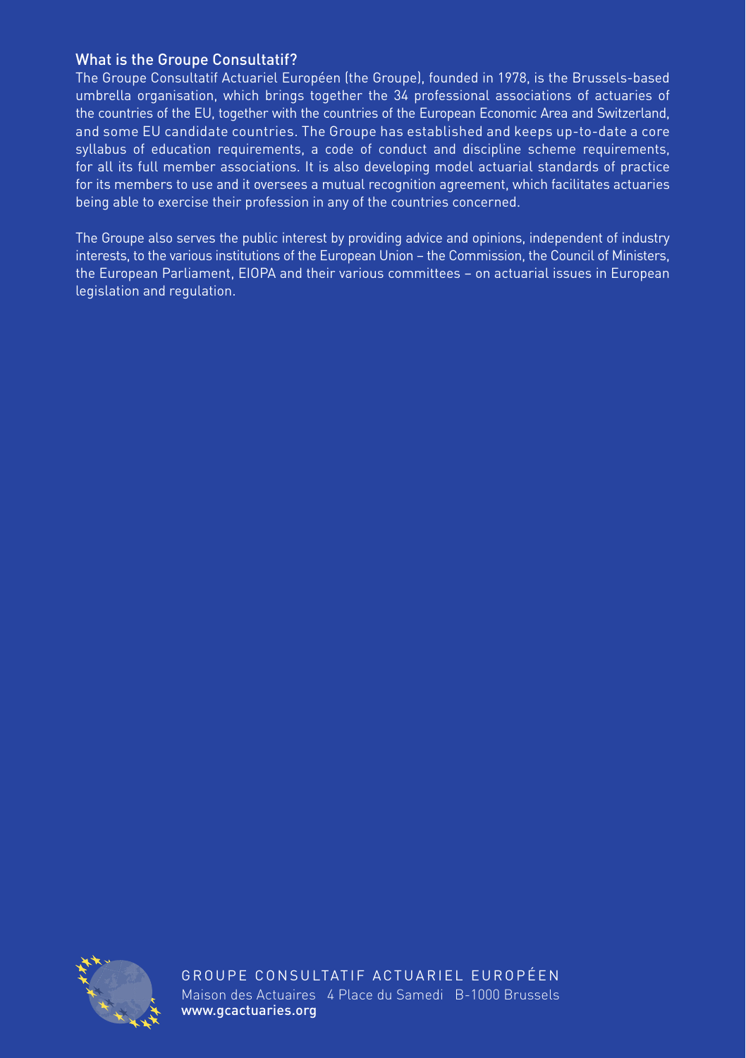## What is the Groupe Consultatif?

The Groupe Consultatif Actuariel Européen (the Groupe), founded in 1978, is the Brussels-based umbrella organisation, which brings together the 34 professional associations of actuaries of the countries of the EU, together with the countries of the European Economic Area and Switzerland, and some EU candidate countries. The Groupe has established and keeps up-to-date a core syllabus of education requirements, a code of conduct and discipline scheme requirements, for all its full member associations. It is also developing model actuarial standards of practice for its members to use and it oversees a mutual recognition agreement, which facilitates actuaries being able to exercise their profession in any of the countries concerned.

The Groupe also serves the public interest by providing advice and opinions, independent of industry interests, to the various institutions of the European Union – the Commission, the Council of Ministers, the European Parliament, EIOPA and their various committees – on actuarial issues in European legislation and regulation.

GROUPE CONSULTATIF ACTUARIEL EUROPÉEN
Maison des Actuaires 4 Place du Samedi B-1000 Brussels
**www.gcactuaries.org**